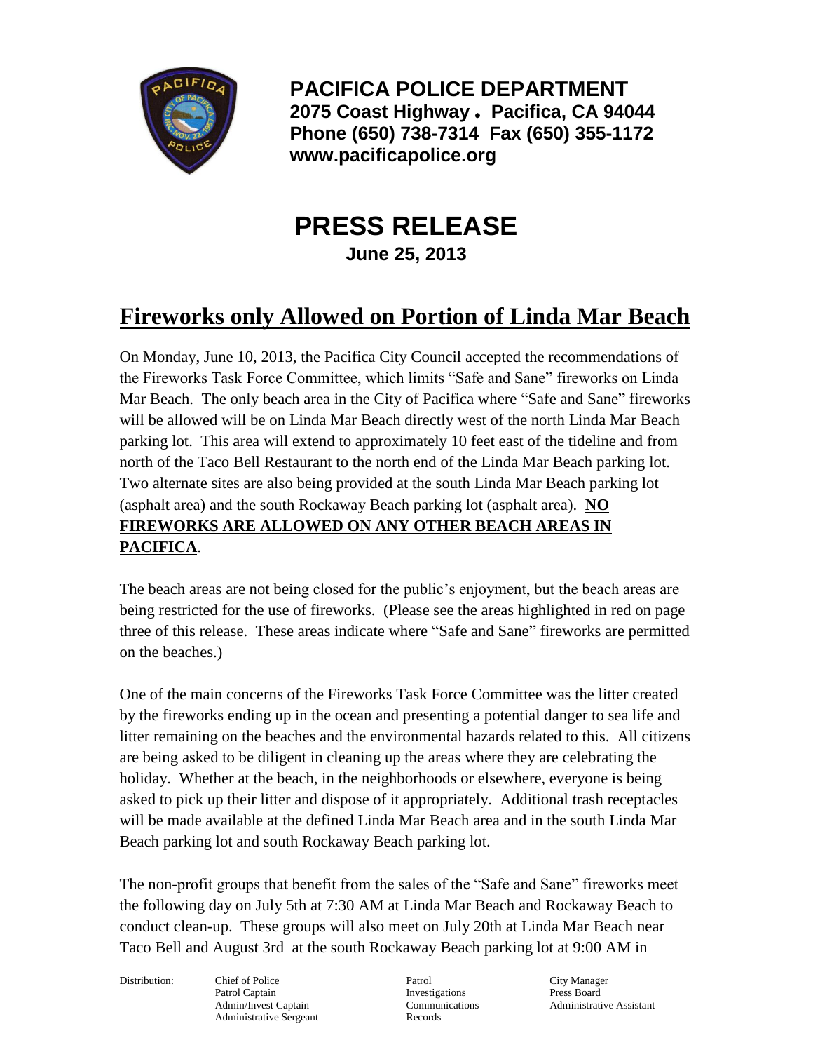**PACIFICA POLICE DEPARTMENT**
**2075 Coast Highway • Pacifica, CA 94044**
**Phone (650) 738-7314 Fax (650) 355-1172**
**www.pacificapolice.org**

# PRESS RELEASE

**June 25, 2013**

## Fireworks only Allowed on Portion of Linda Mar Beach

On Monday, June 10, 2013, the Pacifica City Council accepted the recommendations of the Fireworks Task Force Committee, which limits "Safe and Sane" fireworks on Linda Mar Beach. The only beach area in the City of Pacifica where "Safe and Sane" fireworks will be allowed will be on Linda Mar Beach directly west of the north Linda Mar Beach parking lot. This area will extend to approximately 10 feet east of the tideline and from north of the Taco Bell Restaurant to the north end of the Linda Mar Beach parking lot. Two alternate sites are also being provided at the south Linda Mar Beach parking lot (asphalt area) and the south Rockaway Beach parking lot (asphalt area). **NO FIREWORKS ARE ALLOWED ON ANY OTHER BEACH AREAS IN PACIFICA**.

The beach areas are not being closed for the public's enjoyment, but the beach areas are being restricted for the use of fireworks. (Please see the areas highlighted in red on page three of this release. These areas indicate where "Safe and Sane" fireworks are permitted on the beaches.)

One of the main concerns of the Fireworks Task Force Committee was the litter created by the fireworks ending up in the ocean and presenting a potential danger to sea life and litter remaining on the beaches and the environmental hazards related to this. All citizens are being asked to be diligent in cleaning up the areas where they are celebrating the holiday. Whether at the beach, in the neighborhoods or elsewhere, everyone is being asked to pick up their litter and dispose of it appropriately. Additional trash receptacles will be made available at the defined Linda Mar Beach area and in the south Linda Mar Beach parking lot and south Rockaway Beach parking lot.

The non-profit groups that benefit from the sales of the "Safe and Sane" fireworks meet the following day on July 5th at 7:30 AM at Linda Mar Beach and Rockaway Beach to conduct clean-up. These groups will also meet on July 20th at Linda Mar Beach near Taco Bell and August 3rd at the south Rockaway Beach parking lot at 9:00 AM in

| Distribution: | Chief of Police | Patrol | City Manager |
|---|---|---|---|
| | Patrol Captain | Investigations | Press Board |
| | Admin/Invest Captain | Communications | Administrative Assistant |
| | Administrative Sergeant | Records | |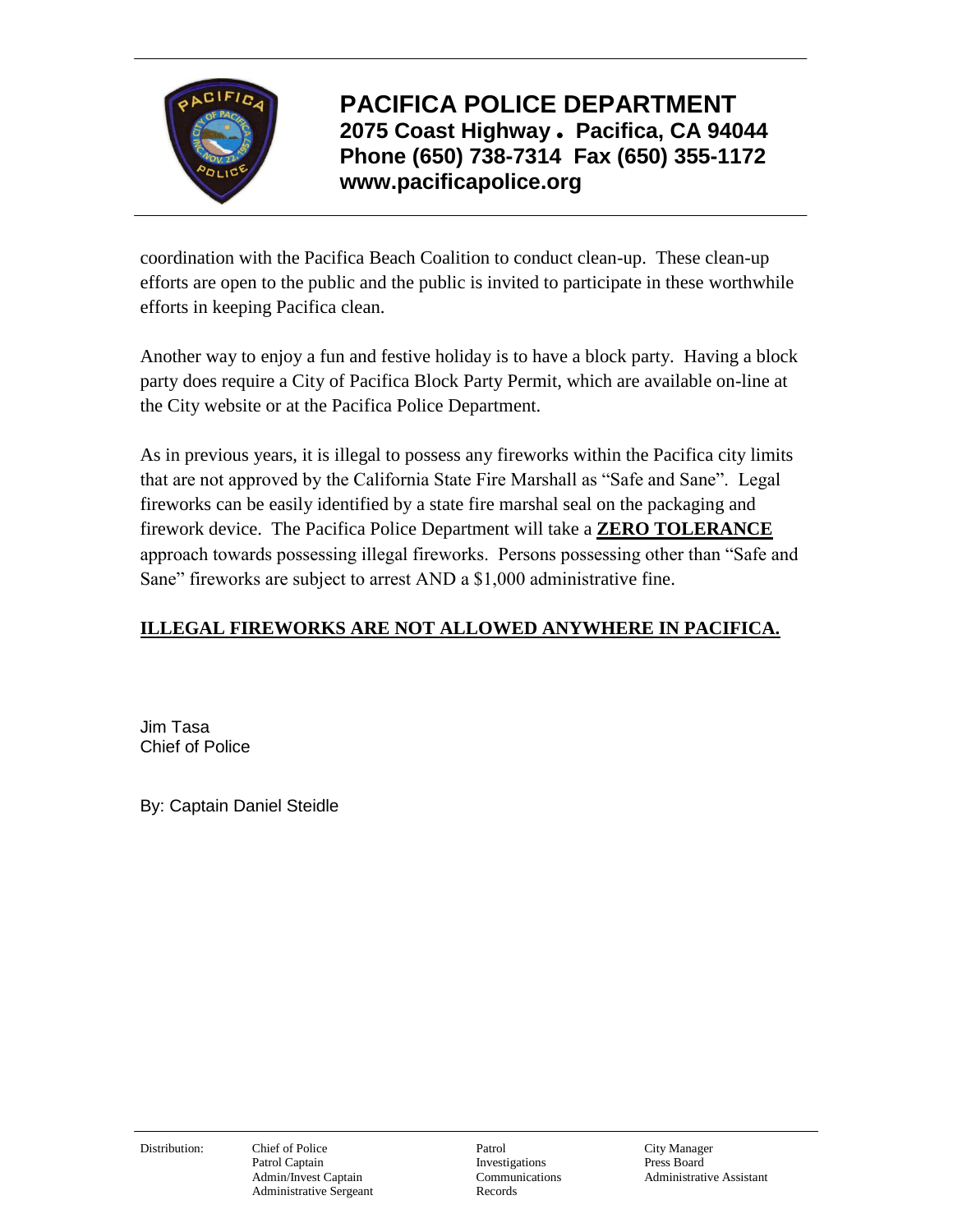coordination with the Pacifica Beach Coalition to conduct clean-up. These clean-up efforts are open to the public and the public is invited to participate in these worthwhile efforts in keeping Pacifica clean.

Another way to enjoy a fun and festive holiday is to have a block party. Having a block party does require a City of Pacifica Block Party Permit, which are available on-line at the City website or at the Pacifica Police Department.

As in previous years, it is illegal to possess any fireworks within the Pacifica city limits that are not approved by the California State Fire Marshall as "Safe and Sane". Legal fireworks can be easily identified by a state fire marshal seal on the packaging and firework device. The Pacifica Police Department will take a **ZERO TOLERANCE** approach towards possessing illegal fireworks. Persons possessing other than "Safe and Sane" fireworks are subject to arrest AND a $1,000 administrative fine.

**ILLEGAL FIREWORKS ARE NOT ALLOWED ANYWHERE IN PACIFICA.**

Jim Tasa
Chief of Police

By: Captain Daniel Steidle

| Distribution: | Chief of Police | Patrol | City Manager |
|---|---|---|---|
| | Patrol Captain | Investigations | Press Board |
| | Admin/Invest Captain | Communications | Administrative Assistant |
| | Administrative Sergeant | Records | |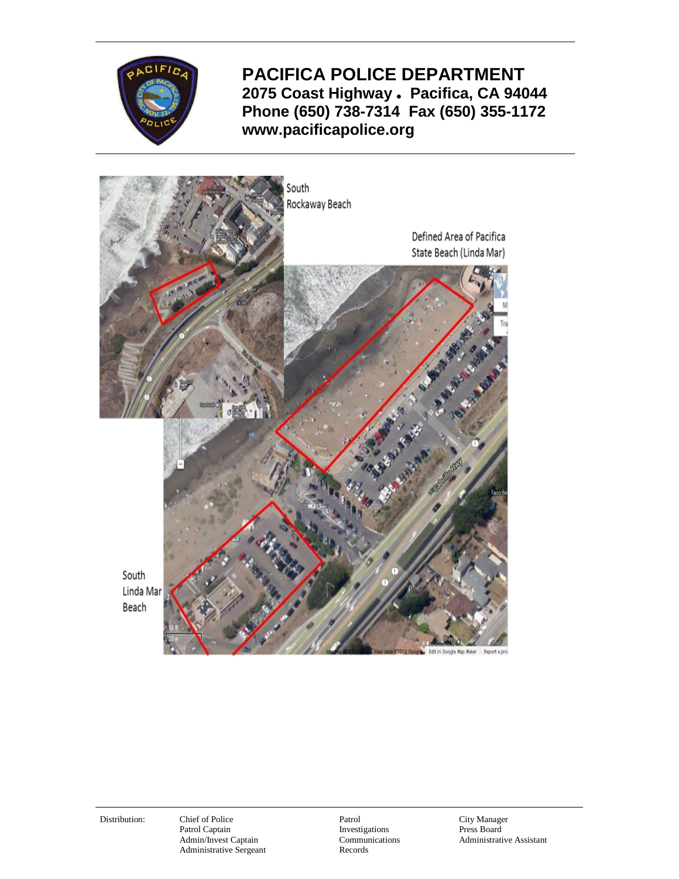# PACIFICA POLICE DEPARTMENT

**2075 Coast Highway • Pacifica, CA 94044**
**Phone (650) 738-7314 Fax (650) 355-1172**
**www.pacificapolice.org**

South Rockaway Beach

Defined Area of Pacifica State Beach (Linda Mar)

South Linda Mar Beach

---

| Distribution: | Chief of Police | Patrol | City Manager |
|---|---|---|---|
| | Patrol Captain | Investigations | Press Board |
| | Admin/Invest Captain | Communications | Administrative Assistant |
| | Administrative Sergeant | Records | |